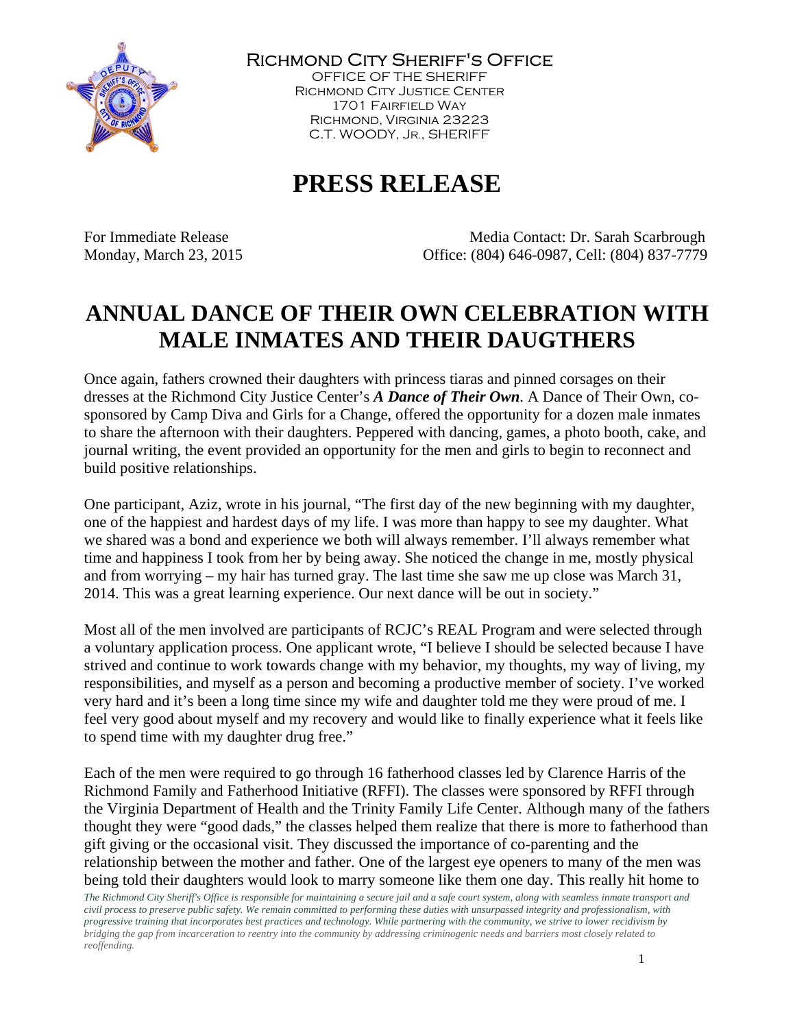Richmond City Sheriff's Office
OFFICE OF THE SHERIFF
Richmond City Justice Center
1701 Fairfield Way
Richmond, Virginia 23223
C.T. WOODY, Jr., SHERIFF

# PRESS RELEASE

For Immediate Release
Monday, March 23, 2015

Media Contact: Dr. Sarah Scarbrough
Office: (804) 646-0987, Cell: (804) 837-7779

## ANNUAL DANCE OF THEIR OWN CELEBRATION WITH MALE INMATES AND THEIR DAUGTHERS

Once again, fathers crowned their daughters with princess tiaras and pinned corsages on their dresses at the Richmond City Justice Center's ***A Dance of Their Own***. A Dance of Their Own, co-sponsored by Camp Diva and Girls for a Change, offered the opportunity for a dozen male inmates to share the afternoon with their daughters. Peppered with dancing, games, a photo booth, cake, and journal writing, the event provided an opportunity for the men and girls to begin to reconnect and build positive relationships.

One participant, Aziz, wrote in his journal, "The first day of the new beginning with my daughter, one of the happiest and hardest days of my life. I was more than happy to see my daughter. What we shared was a bond and experience we both will always remember. I'll always remember what time and happiness I took from her by being away. She noticed the change in me, mostly physical and from worrying – my hair has turned gray. The last time she saw me up close was March 31, 2014. This was a great learning experience. Our next dance will be out in society."

Most all of the men involved are participants of RCJC's REAL Program and were selected through a voluntary application process. One applicant wrote, "I believe I should be selected because I have strived and continue to work towards change with my behavior, my thoughts, my way of living, my responsibilities, and myself as a person and becoming a productive member of society. I've worked very hard and it's been a long time since my wife and daughter told me they were proud of me. I feel very good about myself and my recovery and would like to finally experience what it feels like to spend time with my daughter drug free."

Each of the men were required to go through 16 fatherhood classes led by Clarence Harris of the Richmond Family and Fatherhood Initiative (RFFI). The classes were sponsored by RFFI through the Virginia Department of Health and the Trinity Family Life Center. Although many of the fathers thought they were "good dads," the classes helped them realize that there is more to fatherhood than gift giving or the occasional visit. They discussed the importance of co-parenting and the relationship between the mother and father. One of the largest eye openers to many of the men was being told their daughters would look to marry someone like them one day. This really hit home to

*The Richmond City Sheriff's Office is responsible for maintaining a secure jail and a safe court system, along with seamless inmate transport and civil process to preserve public safety. We remain committed to performing these duties with unsurpassed integrity and professionalism, with progressive training that incorporates best practices and technology. While partnering with the community, we strive to lower recidivism by bridging the gap from incarceration to reentry into the community by addressing criminogenic needs and barriers most closely related to reoffending.*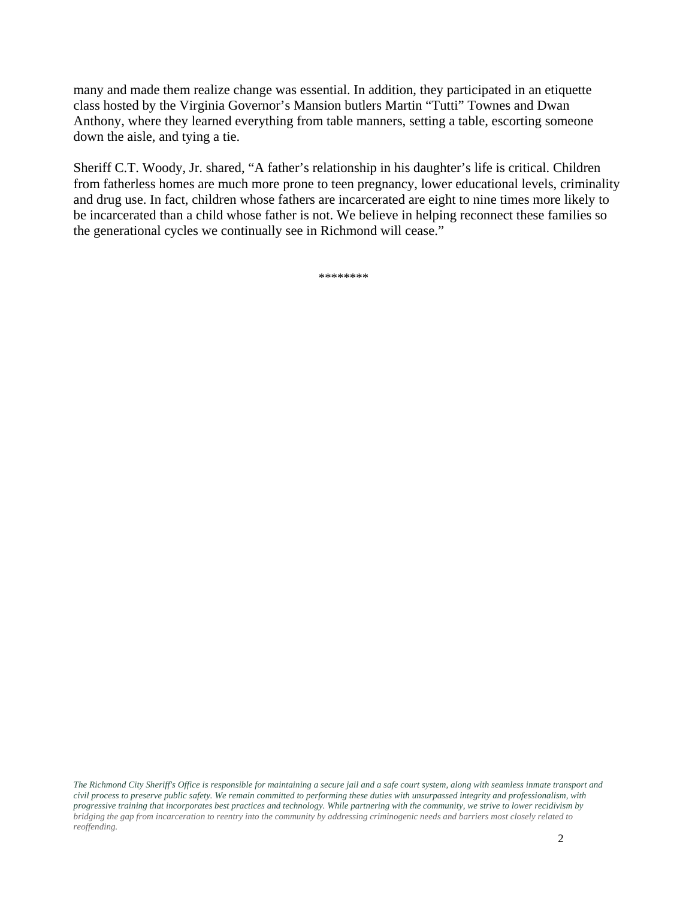many and made them realize change was essential. In addition, they participated in an etiquette class hosted by the Virginia Governor's Mansion butlers Martin "Tutti" Townes and Dwan Anthony, where they learned everything from table manners, setting a table, escorting someone down the aisle, and tying a tie.

Sheriff C.T. Woody, Jr. shared, "A father's relationship in his daughter's life is critical. Children from fatherless homes are much more prone to teen pregnancy, lower educational levels, criminality and drug use. In fact, children whose fathers are incarcerated are eight to nine times more likely to be incarcerated than a child whose father is not. We believe in helping reconnect these families so the generational cycles we continually see in Richmond will cease."

********

*The Richmond City Sheriff's Office is responsible for maintaining a secure jail and a safe court system, along with seamless inmate transport and civil process to preserve public safety. We remain committed to performing these duties with unsurpassed integrity and professionalism, with progressive training that incorporates best practices and technology. While partnering with the community, we strive to lower recidivism by bridging the gap from incarceration to reentry into the community by addressing criminogenic needs and barriers most closely related to reoffending.*